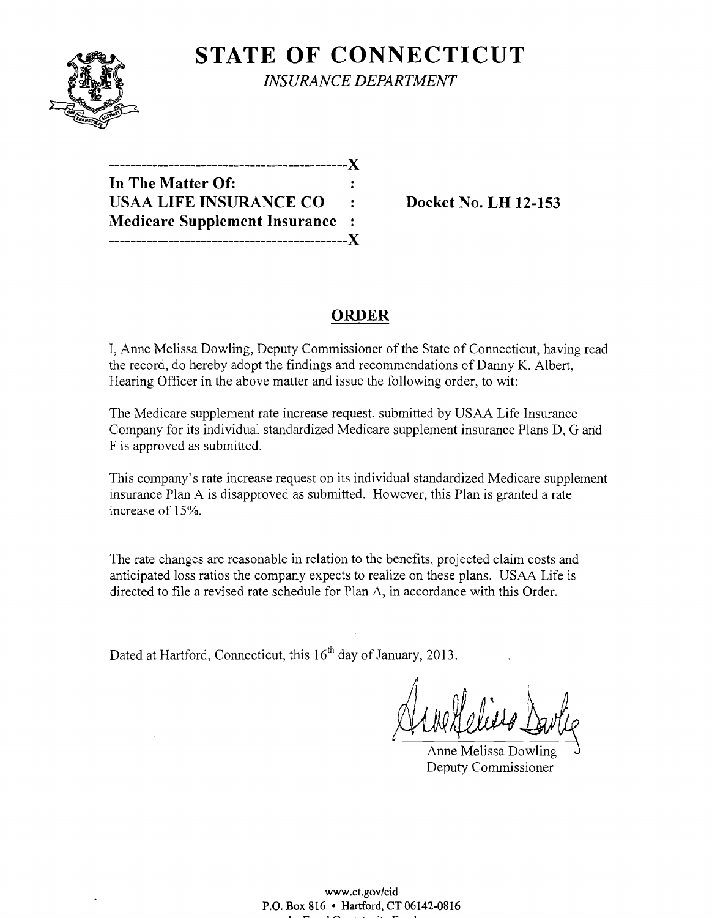# STATE OF CONNECTICUT

*INSURANCE DEPARTMENT*

---------------------------------------------X

**In The Matter Of:** :
**USAA LIFE INSURANCE CO** : **Docket No. LH 12-153**
**Medicare Supplement Insurance** :

---------------------------------------------X

## ORDER

I, Anne Melissa Dowling, Deputy Commissioner of the State of Connecticut, having read the record, do hereby adopt the findings and recommendations of Danny K. Albert, Hearing Officer in the above matter and issue the following order, to wit:

The Medicare supplement rate increase request, submitted by USAA Life Insurance Company for its individual standardized Medicare supplement insurance Plans D, G and F is approved as submitted.

This company's rate increase request on its individual standardized Medicare supplement insurance Plan A is disapproved as submitted. However, this Plan is granted a rate increase of 15%.

The rate changes are reasonable in relation to the benefits, projected claim costs and anticipated loss ratios the company expects to realize on these plans. USAA Life is directed to file a revised rate schedule for Plan A, in accordance with this Order.

Dated at Hartford, Connecticut, this 16th day of January, 2013.

Anne Melissa Dowling
Deputy Commissioner

www.ct.gov/cid
P.O. Box 816 • Hartford, CT 06142-0816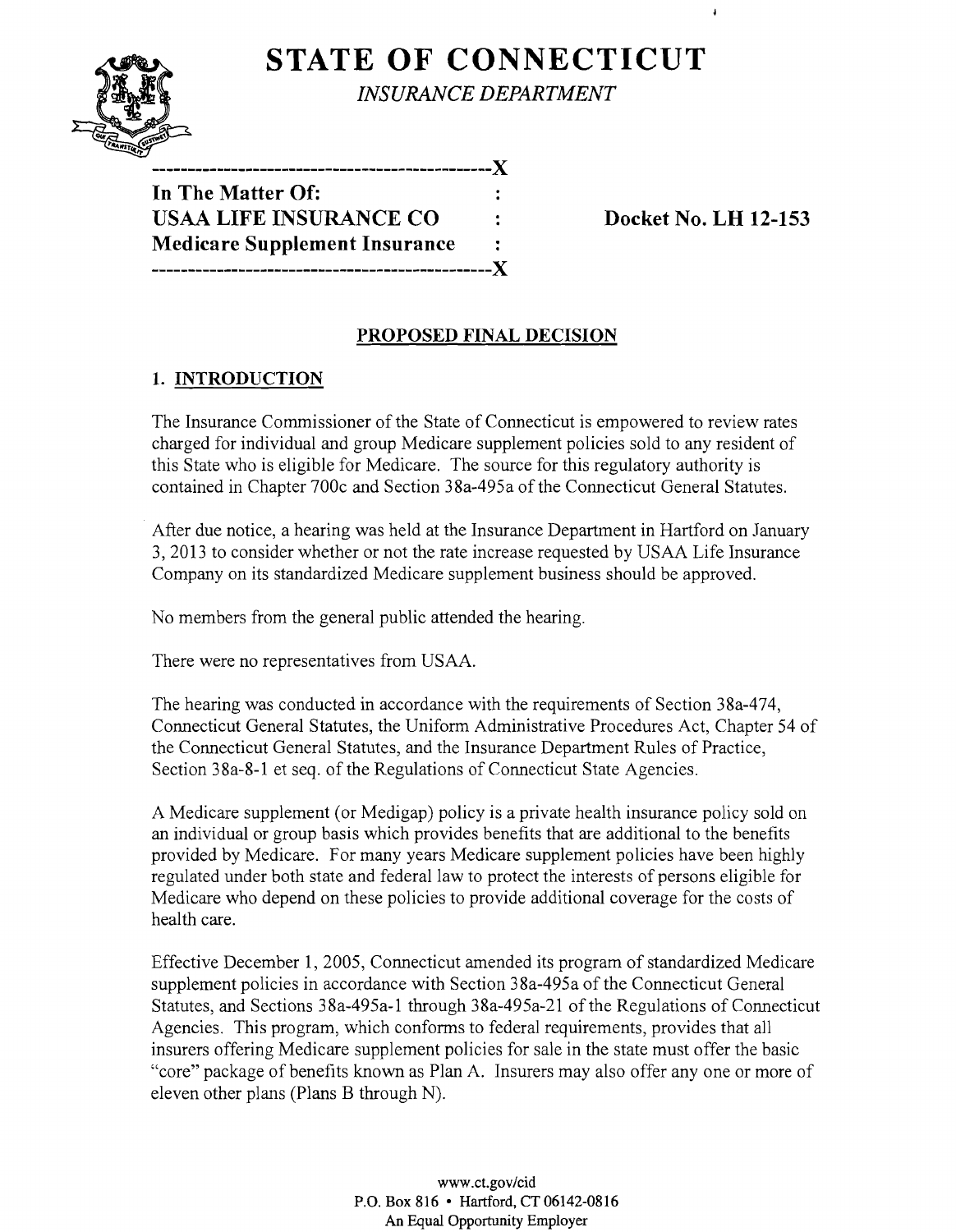# STATE OF CONNECTICUT

*INSURANCE DEPARTMENT*

```
----------------------------------------------X
In The Matter Of:                            :
USAA LIFE INSURANCE CO                       :        Docket No. LH 12-153
Medicare Supplement Insurance                :
----------------------------------------------X
```

**In The Matter Of:**
**USAA LIFE INSURANCE CO**
**Medicare Supplement Insurance**

**Docket No. LH 12-153**

## PROPOSED FINAL DECISION

### 1. INTRODUCTION

The Insurance Commissioner of the State of Connecticut is empowered to review rates charged for individual and group Medicare supplement policies sold to any resident of this State who is eligible for Medicare. The source for this regulatory authority is contained in Chapter 700c and Section 38a-495a of the Connecticut General Statutes.

After due notice, a hearing was held at the Insurance Department in Hartford on January 3, 2013 to consider whether or not the rate increase requested by USAA Life Insurance Company on its standardized Medicare supplement business should be approved.

No members from the general public attended the hearing.

There were no representatives from USAA.

The hearing was conducted in accordance with the requirements of Section 38a-474, Connecticut General Statutes, the Uniform Administrative Procedures Act, Chapter 54 of the Connecticut General Statutes, and the Insurance Department Rules of Practice, Section 38a-8-1 et seq. of the Regulations of Connecticut State Agencies.

A Medicare supplement (or Medigap) policy is a private health insurance policy sold on an individual or group basis which provides benefits that are additional to the benefits provided by Medicare. For many years Medicare supplement policies have been highly regulated under both state and federal law to protect the interests of persons eligible for Medicare who depend on these policies to provide additional coverage for the costs of health care.

Effective December 1, 2005, Connecticut amended its program of standardized Medicare supplement policies in accordance with Section 38a-495a of the Connecticut General Statutes, and Sections 38a-495a-1 through 38a-495a-21 of the Regulations of Connecticut Agencies. This program, which conforms to federal requirements, provides that all insurers offering Medicare supplement policies for sale in the state must offer the basic "core" package of benefits known as Plan A. Insurers may also offer any one or more of eleven other plans (Plans B through N).

www.ct.gov/cid
P.O. Box 816 • Hartford, CT 06142-0816
An Equal Opportunity Employer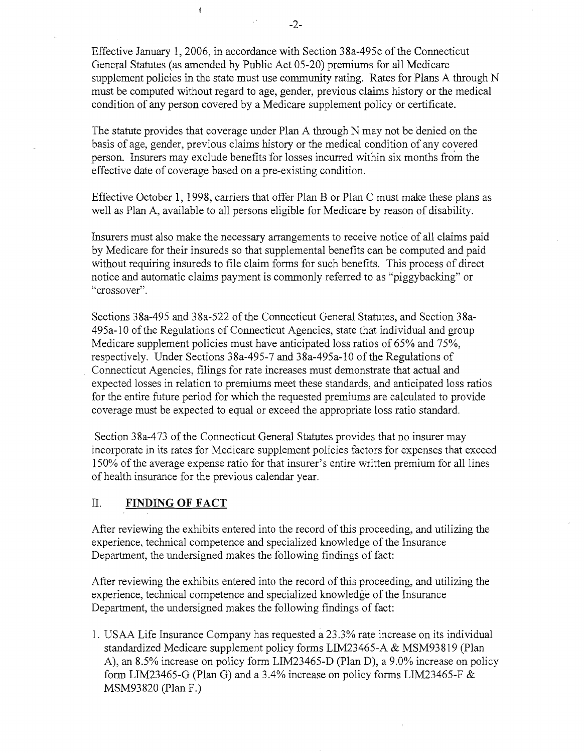Effective January 1, 2006, in accordance with Section 38a-495c of the Connecticut General Statutes (as amended by Public Act 05-20) premiums for all Medicare supplement policies in the state must use community rating. Rates for Plans A through N must be computed without regard to age, gender, previous claims history or the medical condition of any person covered by a Medicare supplement policy or certificate.

The statute provides that coverage under Plan A through N may not be denied on the basis of age, gender, previous claims history or the medical condition of any covered person. Insurers may exclude benefits for losses incurred within six months from the effective date of coverage based on a pre-existing condition.

Effective October 1, 1998, carriers that offer Plan B or Plan C must make these plans as well as Plan A, available to all persons eligible for Medicare by reason of disability.

Insurers must also make the necessary arrangements to receive notice of all claims paid by Medicare for their insureds so that supplemental benefits can be computed and paid without requiring insureds to file claim forms for such benefits. This process of direct notice and automatic claims payment is commonly referred to as "piggybacking" or "crossover".

Sections 38a-495 and 38a-522 of the Connecticut General Statutes, and Section 38a-495a-10 of the Regulations of Connecticut Agencies, state that individual and group Medicare supplement policies must have anticipated loss ratios of 65% and 75%, respectively. Under Sections 38a-495-7 and 38a-495a-10 of the Regulations of Connecticut Agencies, filings for rate increases must demonstrate that actual and expected losses in relation to premiums meet these standards, and anticipated loss ratios for the entire future period for which the requested premiums are calculated to provide coverage must be expected to equal or exceed the appropriate loss ratio standard.

Section 38a-473 of the Connecticut General Statutes provides that no insurer may incorporate in its rates for Medicare supplement policies factors for expenses that exceed 150% of the average expense ratio for that insurer's entire written premium for all lines of health insurance for the previous calendar year.

## II. FINDING OF FACT

After reviewing the exhibits entered into the record of this proceeding, and utilizing the experience, technical competence and specialized knowledge of the Insurance Department, the undersigned makes the following findings of fact:

After reviewing the exhibits entered into the record of this proceeding, and utilizing the experience, technical competence and specialized knowledge of the Insurance Department, the undersigned makes the following findings of fact:

1. USAA Life Insurance Company has requested a 23.3% rate increase on its individual standardized Medicare supplement policy forms LIM23465-A & MSM93819 (Plan A), an 8.5% increase on policy form LIM23465-D (Plan D), a 9.0% increase on policy form LIM23465-G (Plan G) and a 3.4% increase on policy forms LIM23465-F & MSM93820 (Plan F.)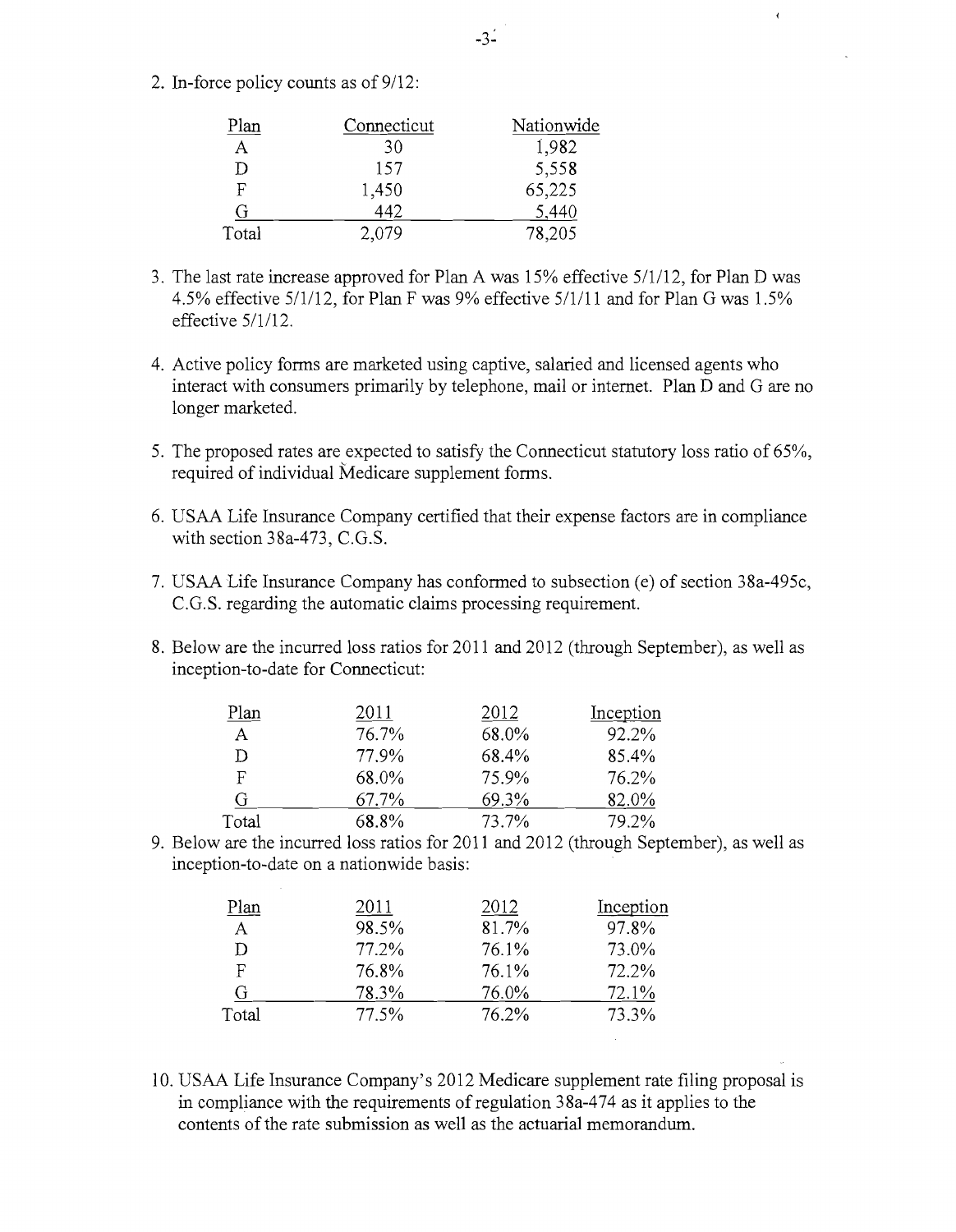2. In-force policy counts as of 9/12:

| Plan | Connecticut | Nationwide |
|---|---|---|
| A | 30 | 1,982 |
| D | 157 | 5,558 |
| F | 1,450 | 65,225 |
| G | 442 | 5,440 |
| Total | 2,079 | 78,205 |

3. The last rate increase approved for Plan A was 15% effective 5/1/12, for Plan D was 4.5% effective 5/1/12, for Plan F was 9% effective 5/1/11 and for Plan G was 1.5% effective 5/1/12.

4. Active policy forms are marketed using captive, salaried and licensed agents who interact with consumers primarily by telephone, mail or internet. Plan D and G are no longer marketed.

5. The proposed rates are expected to satisfy the Connecticut statutory loss ratio of 65%, required of individual Medicare supplement forms.

6. USAA Life Insurance Company certified that their expense factors are in compliance with section 38a-473, C.G.S.

7. USAA Life Insurance Company has conformed to subsection (e) of section 38a-495c, C.G.S. regarding the automatic claims processing requirement.

8. Below are the incurred loss ratios for 2011 and 2012 (through September), as well as inception-to-date for Connecticut:

| Plan | 2011 | 2012 | Inception |
|---|---|---|---|
| A | 76.7% | 68.0% | 92.2% |
| D | 77.9% | 68.4% | 85.4% |
| F | 68.0% | 75.9% | 76.2% |
| G | 67.7% | 69.3% | 82.0% |
| Total | 68.8% | 73.7% | 79.2% |

9. Below are the incurred loss ratios for 2011 and 2012 (through September), as well as inception-to-date on a nationwide basis:

| Plan | 2011 | 2012 | Inception |
|---|---|---|---|
| A | 98.5% | 81.7% | 97.8% |
| D | 77.2% | 76.1% | 73.0% |
| F | 76.8% | 76.1% | 72.2% |
| G | 78.3% | 76.0% | 72.1% |
| Total | 77.5% | 76.2% | 73.3% |

10. USAA Life Insurance Company's 2012 Medicare supplement rate filing proposal is in compliance with the requirements of regulation 38a-474 as it applies to the contents of the rate submission as well as the actuarial memorandum.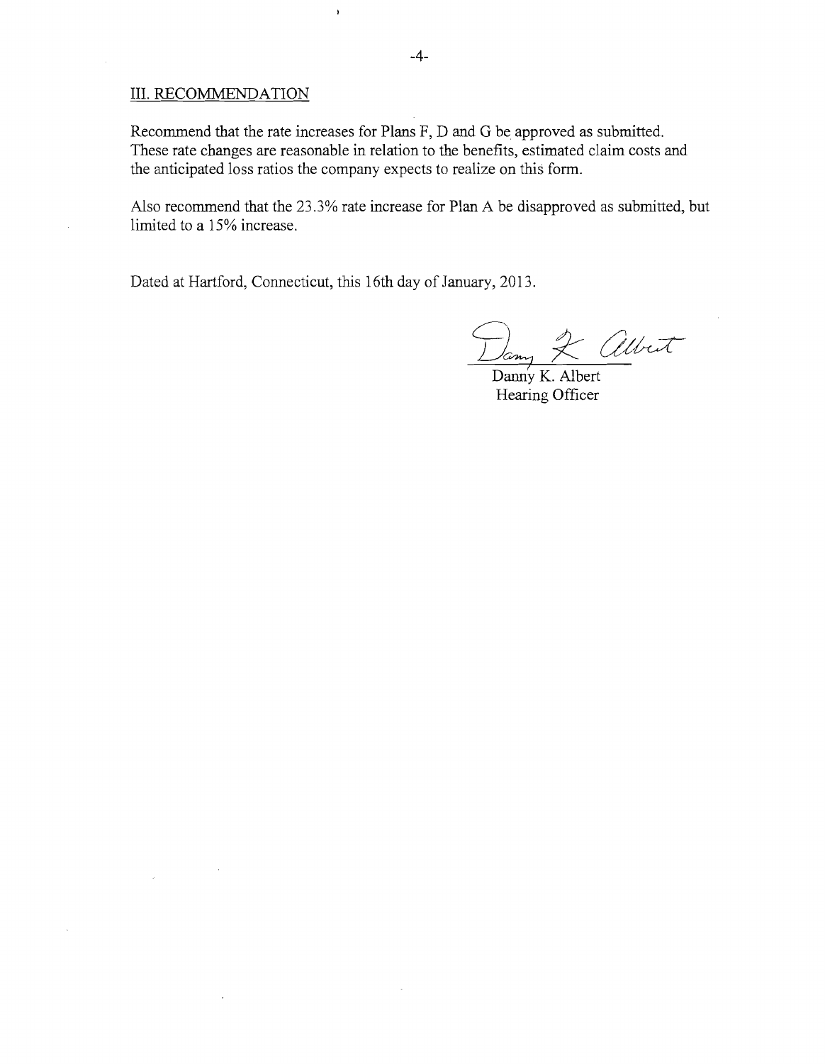## III. RECOMMENDATION

Recommend that the rate increases for Plans F, D and G be approved as submitted. These rate changes are reasonable in relation to the benefits, estimated claim costs and the anticipated loss ratios the company expects to realize on this form.

Also recommend that the 23.3% rate increase for Plan A be disapproved as submitted, but limited to a 15% increase.

Dated at Hartford, Connecticut, this 16th day of January, 2013.

Danny K. Albert
Hearing Officer